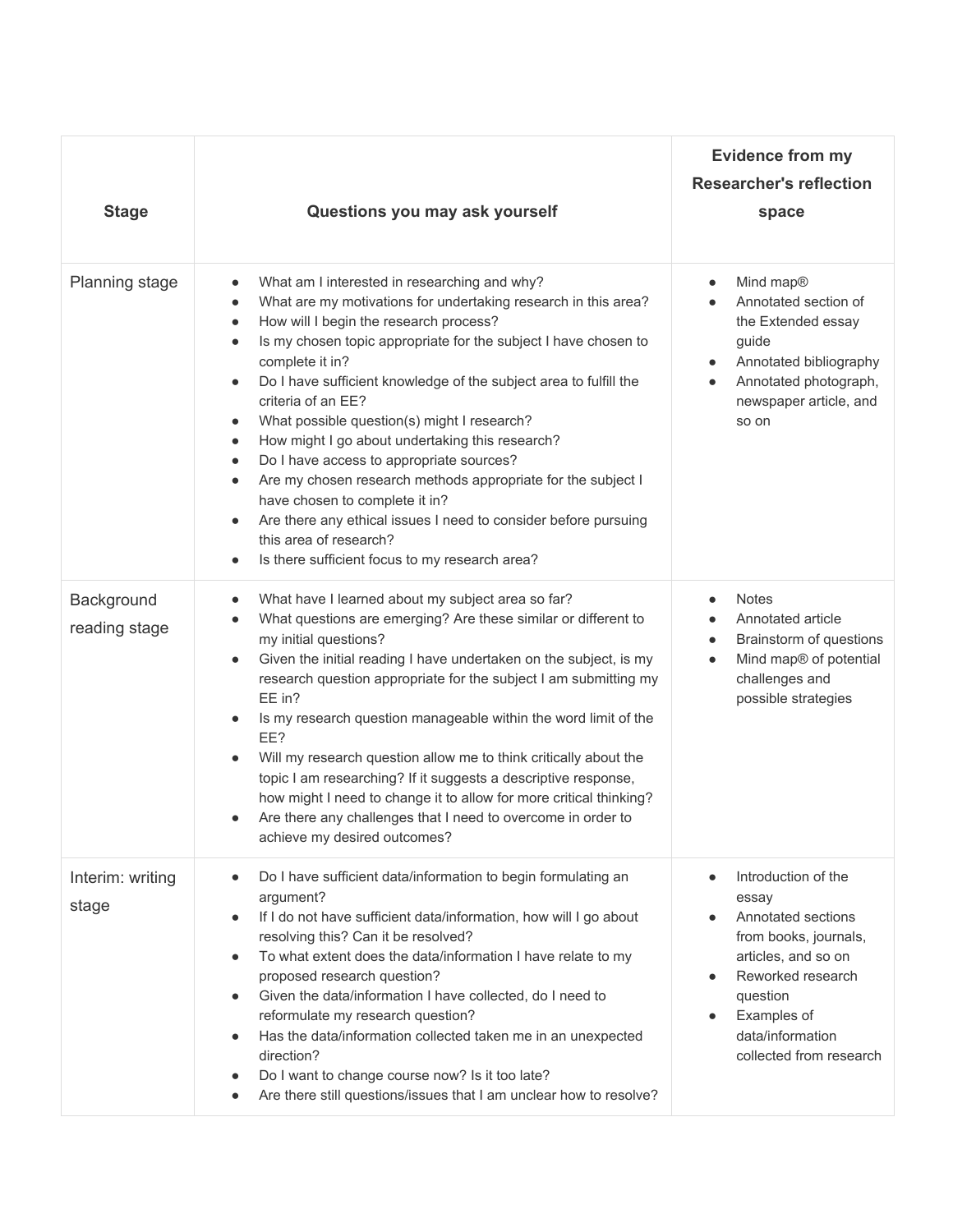| Stage | Questions you may ask yourself | Evidence from my Researcher's reflection space |
|---|---|---|
| Planning stage | • What am I interested in researching and why?<br>• What are my motivations for undertaking research in this area?<br>• How will I begin the research process?<br>• Is my chosen topic appropriate for the subject I have chosen to complete it in?<br>• Do I have sufficient knowledge of the subject area to fulfill the criteria of an EE?<br>• What possible question(s) might I research?<br>• How might I go about undertaking this research?<br>• Do I have access to appropriate sources?<br>• Are my chosen research methods appropriate for the subject I have chosen to complete it in?<br>• Are there any ethical issues I need to consider before pursuing this area of research?<br>• Is there sufficient focus to my research area? | • Mind map®<br>• Annotated section of the Extended essay guide<br>• Annotated bibliography<br>• Annotated photograph, newspaper article, and so on |
| Background reading stage | • What have I learned about my subject area so far?<br>• What questions are emerging? Are these similar or different to my initial questions?<br>• Given the initial reading I have undertaken on the subject, is my research question appropriate for the subject I am submitting my EE in?<br>• Is my research question manageable within the word limit of the EE?<br>• Will my research question allow me to think critically about the topic I am researching? If it suggests a descriptive response, how might I need to change it to allow for more critical thinking?<br>• Are there any challenges that I need to overcome in order to achieve my desired outcomes? | • Notes<br>• Annotated article<br>• Brainstorm of questions<br>• Mind map® of potential challenges and possible strategies |
| Interim: writing stage | • Do I have sufficient data/information to begin formulating an argument?<br>• If I do not have sufficient data/information, how will I go about resolving this? Can it be resolved?<br>• To what extent does the data/information I have relate to my proposed research question?<br>• Given the data/information I have collected, do I need to reformulate my research question?<br>• Has the data/information collected taken me in an unexpected direction?<br>• Do I want to change course now? Is it too late?<br>• Are there still questions/issues that I am unclear how to resolve? | • Introduction of the essay<br>• Annotated sections from books, journals, articles, and so on<br>• Reworked research question<br>• Examples of data/information collected from research |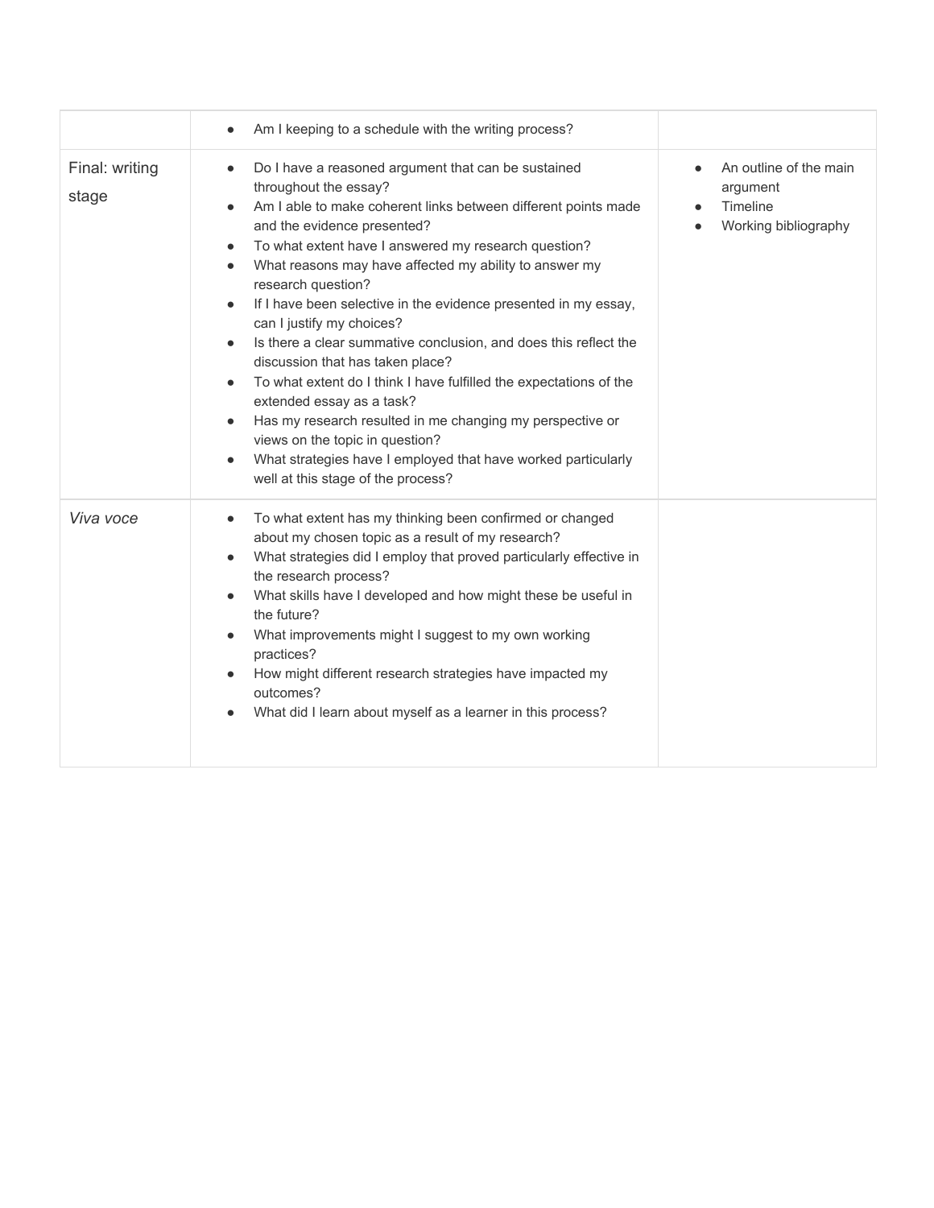| | | |
|---|---|---|
| | • Am I keeping to a schedule with the writing process? | |
| Final: writing stage | • Do I have a reasoned argument that can be sustained throughout the essay?<br>• Am I able to make coherent links between different points made and the evidence presented?<br>• To what extent have I answered my research question?<br>• What reasons may have affected my ability to answer my research question?<br>• If I have been selective in the evidence presented in my essay, can I justify my choices?<br>• Is there a clear summative conclusion, and does this reflect the discussion that has taken place?<br>• To what extent do I think I have fulfilled the expectations of the extended essay as a task?<br>• Has my research resulted in me changing my perspective or views on the topic in question?<br>• What strategies have I employed that have worked particularly well at this stage of the process? | • An outline of the main argument<br>• Timeline<br>• Working bibliography |
| *Viva voce* | • To what extent has my thinking been confirmed or changed about my chosen topic as a result of my research?<br>• What strategies did I employ that proved particularly effective in the research process?<br>• What skills have I developed and how might these be useful in the future?<br>• What improvements might I suggest to my own working practices?<br>• How might different research strategies have impacted my outcomes?<br>• What did I learn about myself as a learner in this process? | |